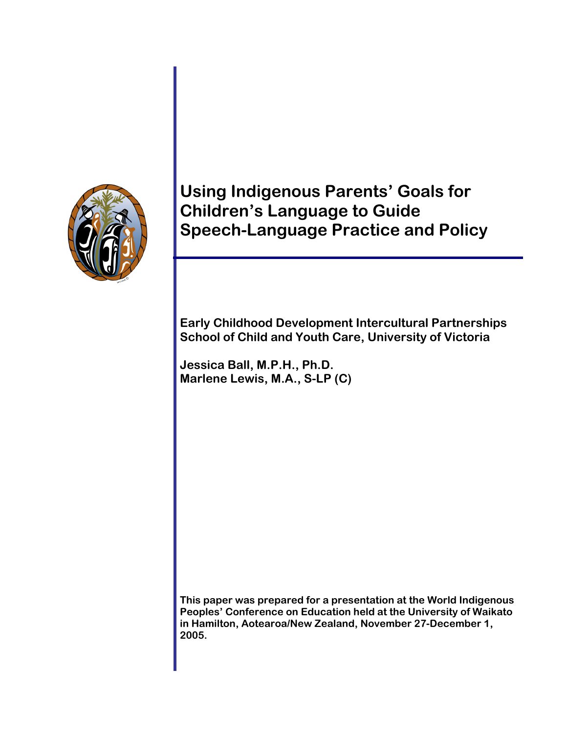# Using Indigenous Parents' Goals for Children's Language to Guide Speech-Language Practice and Policy

**Early Childhood Development Intercultural Partnerships**
**School of Child and Youth Care, University of Victoria**

**Jessica Ball, M.P.H., Ph.D.**
**Marlene Lewis, M.A., S-LP (C)**

**This paper was prepared for a presentation at the World Indigenous Peoples' Conference on Education held at the University of Waikato in Hamilton, Aotearoa/New Zealand, November 27-December 1, 2005.**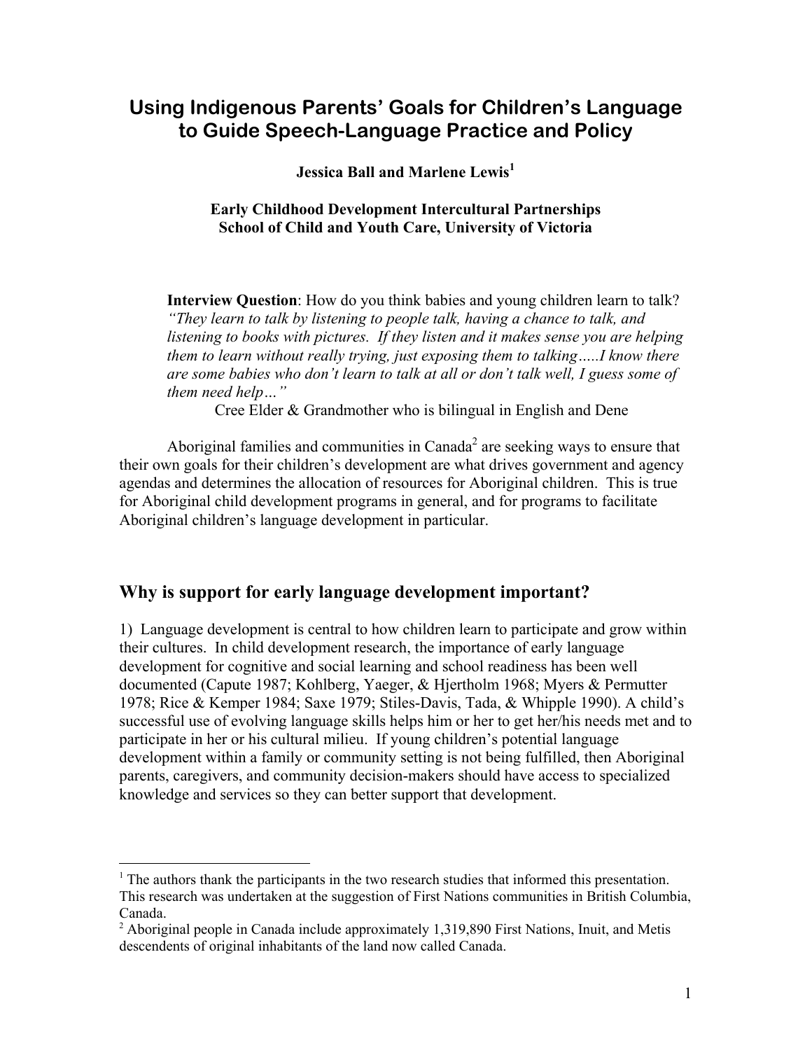# Using Indigenous Parents' Goals for Children's Language to Guide Speech-Language Practice and Policy

**Jessica Ball and Marlene Lewis**[1]

**Early Childhood Development Intercultural Partnerships**
**School of Child and Youth Care, University of Victoria**

> **Interview Question**: How do you think babies and young children learn to talk?
> *"They learn to talk by listening to people talk, having a chance to talk, and listening to books with pictures. If they listen and it makes sense you are helping them to learn without really trying, just exposing them to talking…..I know there are some babies who don't learn to talk at all or don't talk well, I guess some of them need help…"*
>
> Cree Elder & Grandmother who is bilingual in English and Dene

Aboriginal families and communities in Canada[2] are seeking ways to ensure that their own goals for their children's development are what drives government and agency agendas and determines the allocation of resources for Aboriginal children. This is true for Aboriginal child development programs in general, and for programs to facilitate Aboriginal children's language development in particular.

## Why is support for early language development important?

1) Language development is central to how children learn to participate and grow within their cultures. In child development research, the importance of early language development for cognitive and social learning and school readiness has been well documented (Capute 1987; Kohlberg, Yaeger, & Hjertholm 1968; Myers & Permutter 1978; Rice & Kemper 1984; Saxe 1979; Stiles-Davis, Tada, & Whipple 1990). A child's successful use of evolving language skills helps him or her to get her/his needs met and to participate in her or his cultural milieu. If young children's potential language development within a family or community setting is not being fulfilled, then Aboriginal parents, caregivers, and community decision-makers should have access to specialized knowledge and services so they can better support that development.

---

[1] The authors thank the participants in the two research studies that informed this presentation. This research was undertaken at the suggestion of First Nations communities in British Columbia, Canada.

[2] Aboriginal people in Canada include approximately 1,319,890 First Nations, Inuit, and Metis descendents of original inhabitants of the land now called Canada.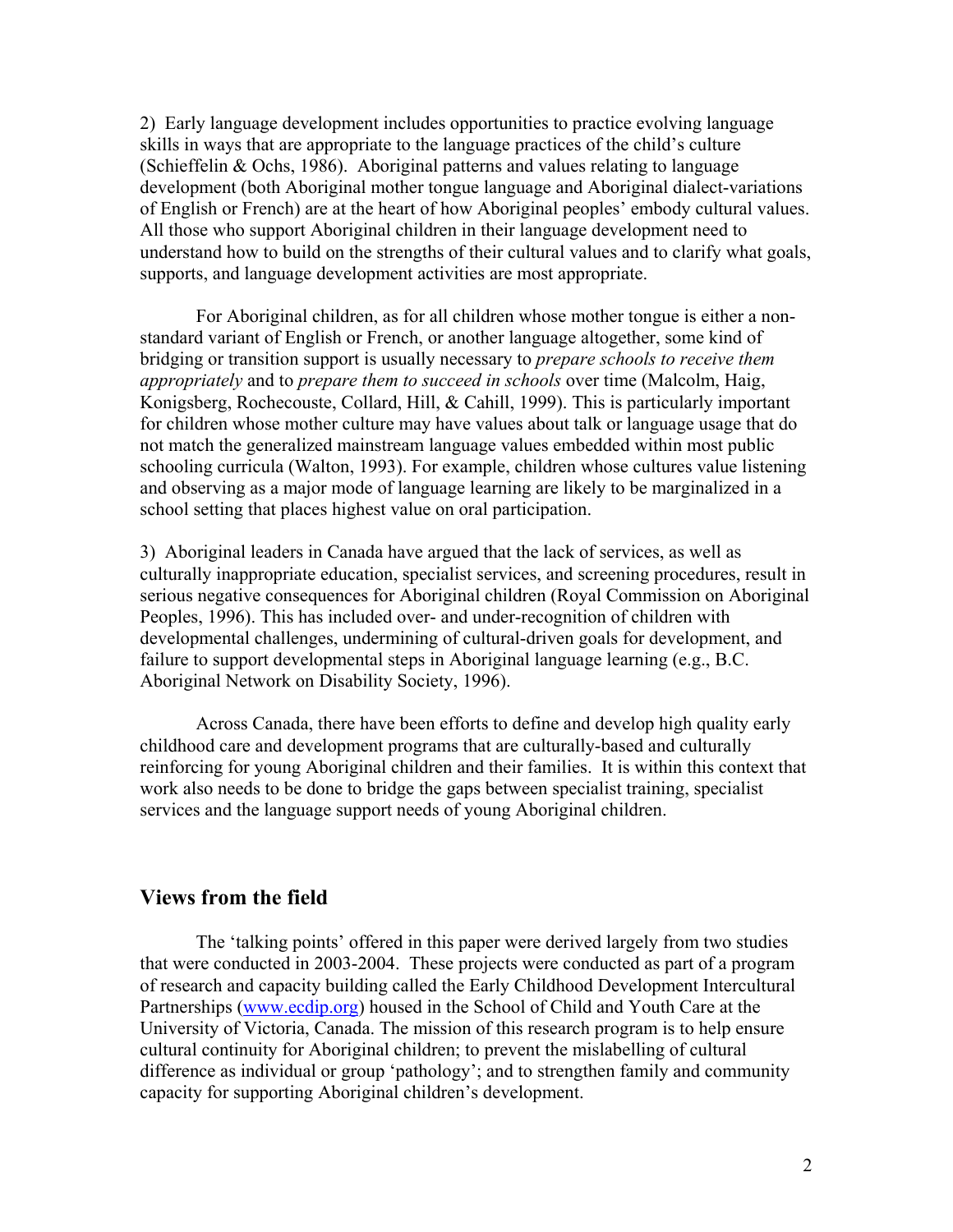2) Early language development includes opportunities to practice evolving language skills in ways that are appropriate to the language practices of the child's culture (Schieffelin & Ochs, 1986). Aboriginal patterns and values relating to language development (both Aboriginal mother tongue language and Aboriginal dialect-variations of English or French) are at the heart of how Aboriginal peoples' embody cultural values. All those who support Aboriginal children in their language development need to understand how to build on the strengths of their cultural values and to clarify what goals, supports, and language development activities are most appropriate.

For Aboriginal children, as for all children whose mother tongue is either a non-standard variant of English or French, or another language altogether, some kind of bridging or transition support is usually necessary to *prepare schools to receive them appropriately* and to *prepare them to succeed in schools* over time (Malcolm, Haig, Konigsberg, Rochecouste, Collard, Hill, & Cahill, 1999). This is particularly important for children whose mother culture may have values about talk or language usage that do not match the generalized mainstream language values embedded within most public schooling curricula (Walton, 1993). For example, children whose cultures value listening and observing as a major mode of language learning are likely to be marginalized in a school setting that places highest value on oral participation.

3) Aboriginal leaders in Canada have argued that the lack of services, as well as culturally inappropriate education, specialist services, and screening procedures, result in serious negative consequences for Aboriginal children (Royal Commission on Aboriginal Peoples, 1996). This has included over- and under-recognition of children with developmental challenges, undermining of cultural-driven goals for development, and failure to support developmental steps in Aboriginal language learning (e.g., B.C. Aboriginal Network on Disability Society, 1996).

Across Canada, there have been efforts to define and develop high quality early childhood care and development programs that are culturally-based and culturally reinforcing for young Aboriginal children and their families. It is within this context that work also needs to be done to bridge the gaps between specialist training, specialist services and the language support needs of young Aboriginal children.

## Views from the field

The 'talking points' offered in this paper were derived largely from two studies that were conducted in 2003-2004. These projects were conducted as part of a program of research and capacity building called the Early Childhood Development Intercultural Partnerships (www.ecdip.org) housed in the School of Child and Youth Care at the University of Victoria, Canada. The mission of this research program is to help ensure cultural continuity for Aboriginal children; to prevent the mislabelling of cultural difference as individual or group 'pathology'; and to strengthen family and community capacity for supporting Aboriginal children's development.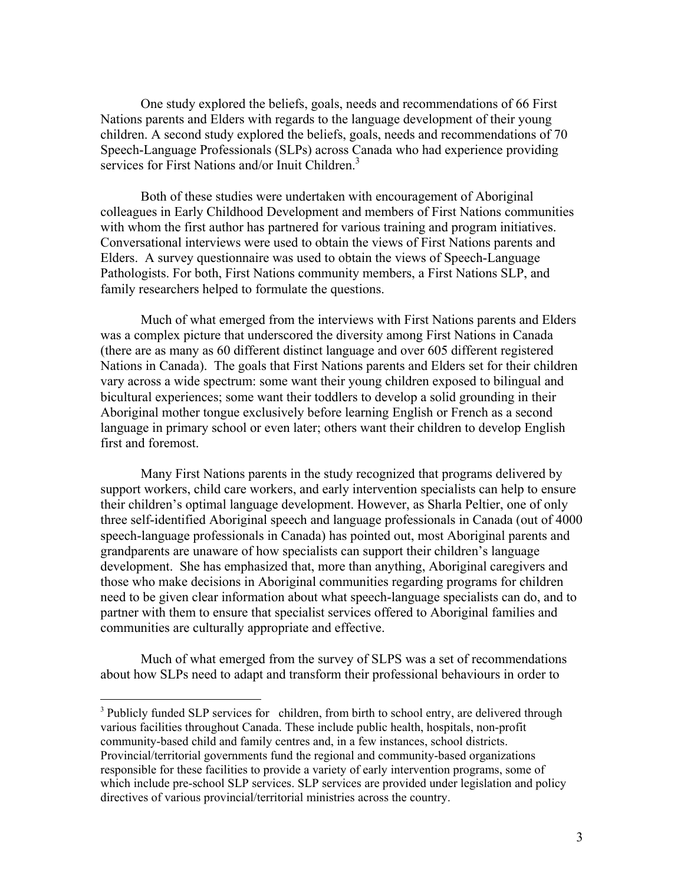One study explored the beliefs, goals, needs and recommendations of 66 First Nations parents and Elders with regards to the language development of their young children. A second study explored the beliefs, goals, needs and recommendations of 70 Speech-Language Professionals (SLPs) across Canada who had experience providing services for First Nations and/or Inuit Children.[3]

Both of these studies were undertaken with encouragement of Aboriginal colleagues in Early Childhood Development and members of First Nations communities with whom the first author has partnered for various training and program initiatives. Conversational interviews were used to obtain the views of First Nations parents and Elders. A survey questionnaire was used to obtain the views of Speech-Language Pathologists. For both, First Nations community members, a First Nations SLP, and family researchers helped to formulate the questions.

Much of what emerged from the interviews with First Nations parents and Elders was a complex picture that underscored the diversity among First Nations in Canada (there are as many as 60 different distinct language and over 605 different registered Nations in Canada). The goals that First Nations parents and Elders set for their children vary across a wide spectrum: some want their young children exposed to bilingual and bicultural experiences; some want their toddlers to develop a solid grounding in their Aboriginal mother tongue exclusively before learning English or French as a second language in primary school or even later; others want their children to develop English first and foremost.

Many First Nations parents in the study recognized that programs delivered by support workers, child care workers, and early intervention specialists can help to ensure their children's optimal language development. However, as Sharla Peltier, one of only three self-identified Aboriginal speech and language professionals in Canada (out of 4000 speech-language professionals in Canada) has pointed out, most Aboriginal parents and grandparents are unaware of how specialists can support their children's language development. She has emphasized that, more than anything, Aboriginal caregivers and those who make decisions in Aboriginal communities regarding programs for children need to be given clear information about what speech-language specialists can do, and to partner with them to ensure that specialist services offered to Aboriginal families and communities are culturally appropriate and effective.

Much of what emerged from the survey of SLPS was a set of recommendations about how SLPs need to adapt and transform their professional behaviours in order to

[3] Publicly funded SLP services for children, from birth to school entry, are delivered through various facilities throughout Canada. These include public health, hospitals, non-profit community-based child and family centres and, in a few instances, school districts. Provincial/territorial governments fund the regional and community-based organizations responsible for these facilities to provide a variety of early intervention programs, some of which include pre-school SLP services. SLP services are provided under legislation and policy directives of various provincial/territorial ministries across the country.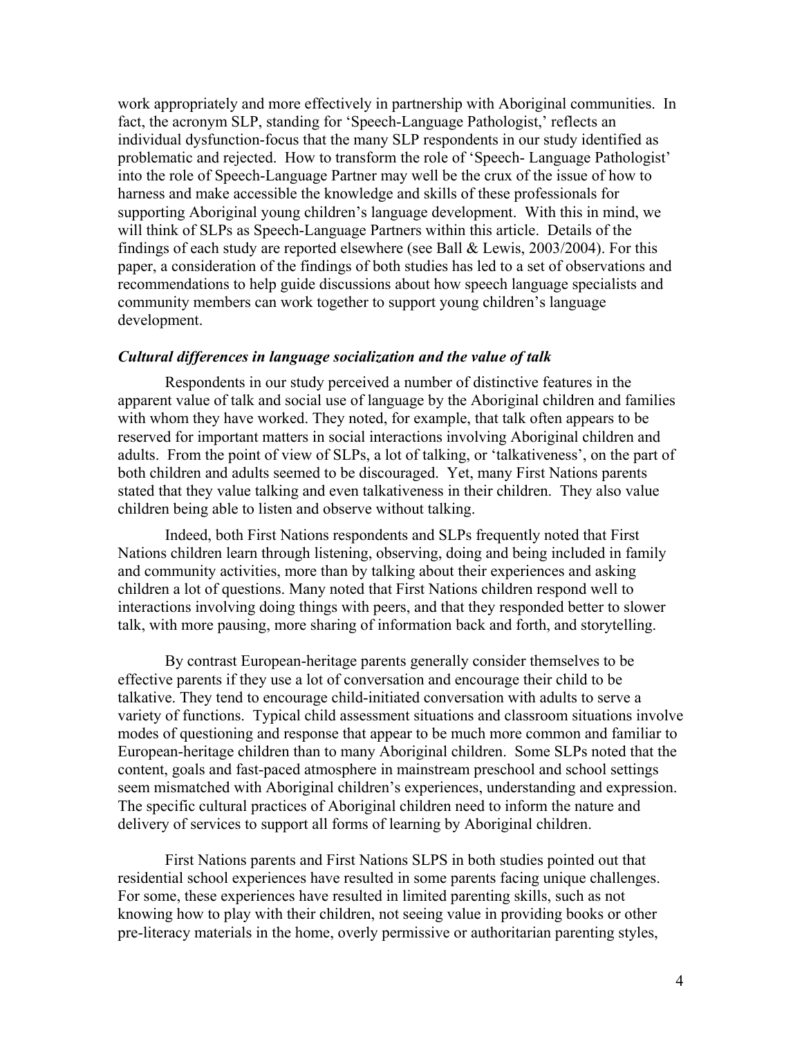work appropriately and more effectively in partnership with Aboriginal communities. In fact, the acronym SLP, standing for 'Speech-Language Pathologist,' reflects an individual dysfunction-focus that the many SLP respondents in our study identified as problematic and rejected. How to transform the role of 'Speech- Language Pathologist' into the role of Speech-Language Partner may well be the crux of the issue of how to harness and make accessible the knowledge and skills of these professionals for supporting Aboriginal young children's language development. With this in mind, we will think of SLPs as Speech-Language Partners within this article. Details of the findings of each study are reported elsewhere (see Ball & Lewis, 2003/2004). For this paper, a consideration of the findings of both studies has led to a set of observations and recommendations to help guide discussions about how speech language specialists and community members can work together to support young children's language development.

### ***Cultural differences in language socialization and the value of talk***

Respondents in our study perceived a number of distinctive features in the apparent value of talk and social use of language by the Aboriginal children and families with whom they have worked. They noted, for example, that talk often appears to be reserved for important matters in social interactions involving Aboriginal children and adults. From the point of view of SLPs, a lot of talking, or 'talkativeness', on the part of both children and adults seemed to be discouraged. Yet, many First Nations parents stated that they value talking and even talkativeness in their children. They also value children being able to listen and observe without talking.

Indeed, both First Nations respondents and SLPs frequently noted that First Nations children learn through listening, observing, doing and being included in family and community activities, more than by talking about their experiences and asking children a lot of questions. Many noted that First Nations children respond well to interactions involving doing things with peers, and that they responded better to slower talk, with more pausing, more sharing of information back and forth, and storytelling.

By contrast European-heritage parents generally consider themselves to be effective parents if they use a lot of conversation and encourage their child to be talkative. They tend to encourage child-initiated conversation with adults to serve a variety of functions. Typical child assessment situations and classroom situations involve modes of questioning and response that appear to be much more common and familiar to European-heritage children than to many Aboriginal children. Some SLPs noted that the content, goals and fast-paced atmosphere in mainstream preschool and school settings seem mismatched with Aboriginal children's experiences, understanding and expression. The specific cultural practices of Aboriginal children need to inform the nature and delivery of services to support all forms of learning by Aboriginal children.

First Nations parents and First Nations SLPS in both studies pointed out that residential school experiences have resulted in some parents facing unique challenges. For some, these experiences have resulted in limited parenting skills, such as not knowing how to play with their children, not seeing value in providing books or other pre-literacy materials in the home, overly permissive or authoritarian parenting styles,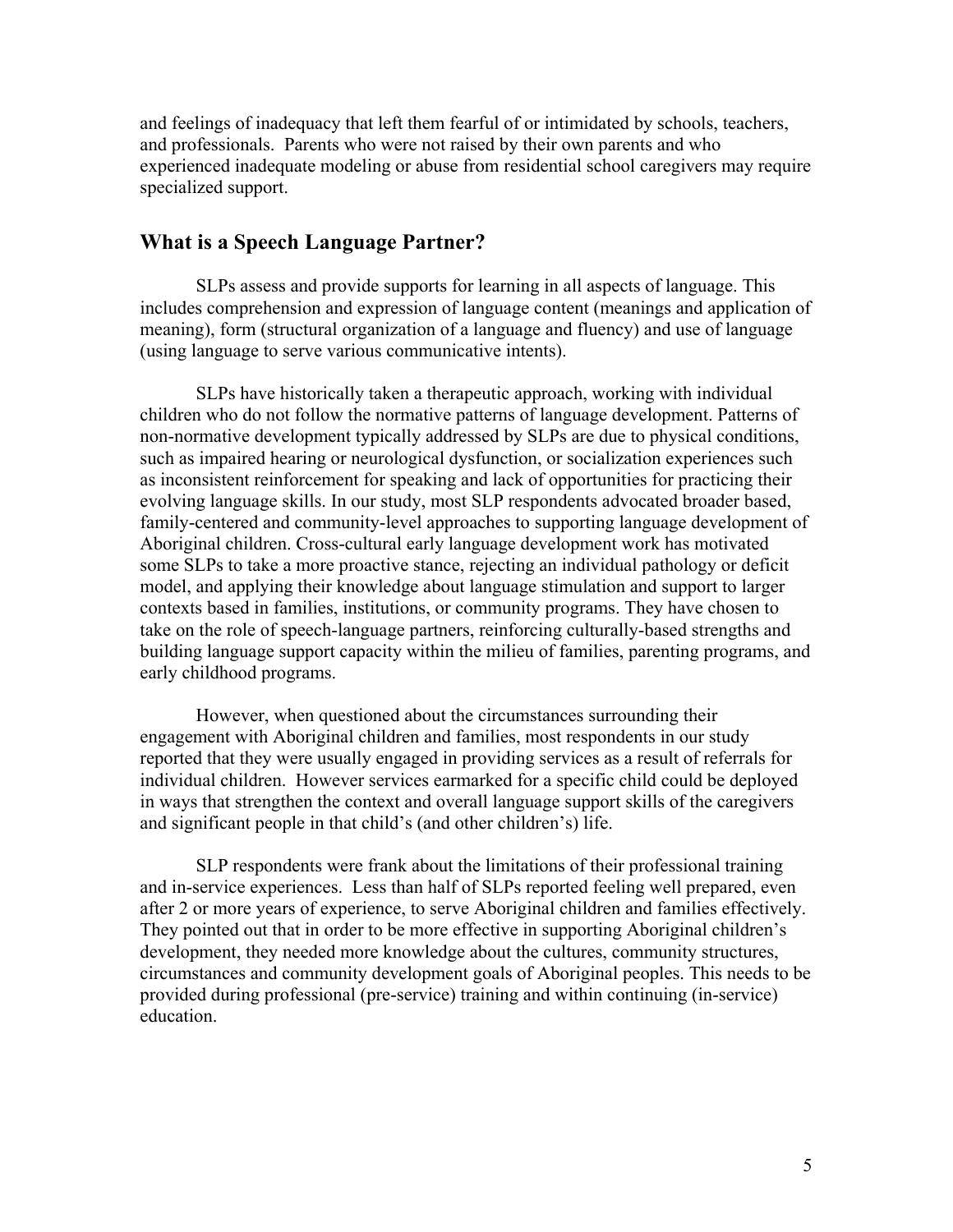and feelings of inadequacy that left them fearful of or intimidated by schools, teachers, and professionals. Parents who were not raised by their own parents and who experienced inadequate modeling or abuse from residential school caregivers may require specialized support.

## What is a Speech Language Partner?

SLPs assess and provide supports for learning in all aspects of language. This includes comprehension and expression of language content (meanings and application of meaning), form (structural organization of a language and fluency) and use of language (using language to serve various communicative intents).

SLPs have historically taken a therapeutic approach, working with individual children who do not follow the normative patterns of language development. Patterns of non-normative development typically addressed by SLPs are due to physical conditions, such as impaired hearing or neurological dysfunction, or socialization experiences such as inconsistent reinforcement for speaking and lack of opportunities for practicing their evolving language skills. In our study, most SLP respondents advocated broader based, family-centered and community-level approaches to supporting language development of Aboriginal children. Cross-cultural early language development work has motivated some SLPs to take a more proactive stance, rejecting an individual pathology or deficit model, and applying their knowledge about language stimulation and support to larger contexts based in families, institutions, or community programs. They have chosen to take on the role of speech-language partners, reinforcing culturally-based strengths and building language support capacity within the milieu of families, parenting programs, and early childhood programs.

However, when questioned about the circumstances surrounding their engagement with Aboriginal children and families, most respondents in our study reported that they were usually engaged in providing services as a result of referrals for individual children. However services earmarked for a specific child could be deployed in ways that strengthen the context and overall language support skills of the caregivers and significant people in that child's (and other children's) life.

SLP respondents were frank about the limitations of their professional training and in-service experiences. Less than half of SLPs reported feeling well prepared, even after 2 or more years of experience, to serve Aboriginal children and families effectively. They pointed out that in order to be more effective in supporting Aboriginal children's development, they needed more knowledge about the cultures, community structures, circumstances and community development goals of Aboriginal peoples. This needs to be provided during professional (pre-service) training and within continuing (in-service) education.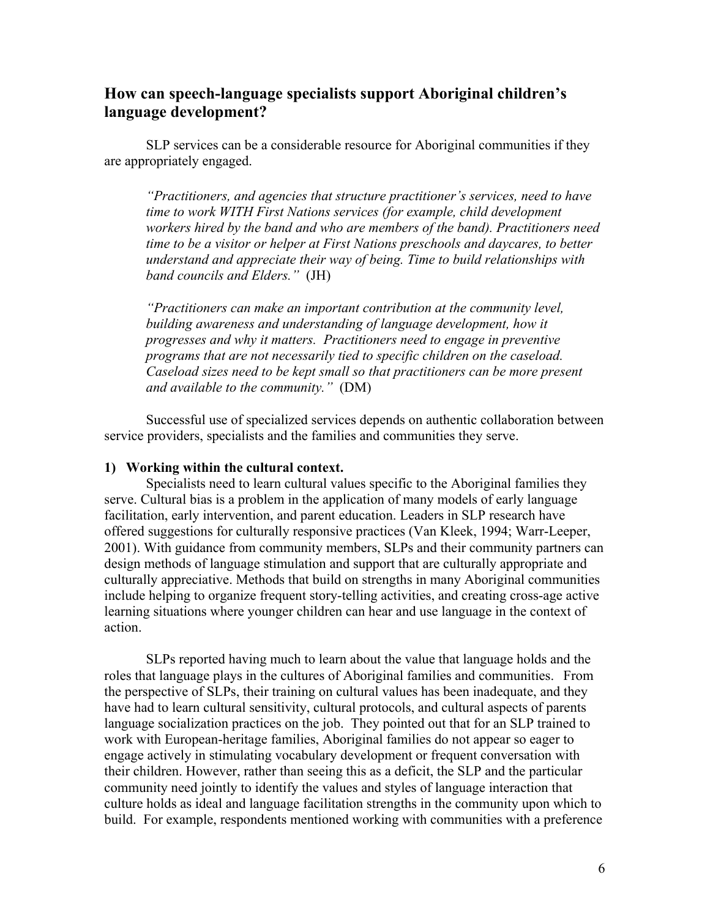## How can speech-language specialists support Aboriginal children's language development?

SLP services can be a considerable resource for Aboriginal communities if they are appropriately engaged.

> *"Practitioners, and agencies that structure practitioner's services, need to have time to work WITH First Nations services (for example, child development workers hired by the band and who are members of the band). Practitioners need time to be a visitor or helper at First Nations preschools and daycares, to better understand and appreciate their way of being. Time to build relationships with band councils and Elders."* (JH)

> *"Practitioners can make an important contribution at the community level, building awareness and understanding of language development, how it progresses and why it matters. Practitioners need to engage in preventive programs that are not necessarily tied to specific children on the caseload. Caseload sizes need to be kept small so that practitioners can be more present and available to the community."* (DM)

Successful use of specialized services depends on authentic collaboration between service providers, specialists and the families and communities they serve.

**1) Working within the cultural context.**

Specialists need to learn cultural values specific to the Aboriginal families they serve. Cultural bias is a problem in the application of many models of early language facilitation, early intervention, and parent education. Leaders in SLP research have offered suggestions for culturally responsive practices (Van Kleek, 1994; Warr-Leeper, 2001). With guidance from community members, SLPs and their community partners can design methods of language stimulation and support that are culturally appropriate and culturally appreciative. Methods that build on strengths in many Aboriginal communities include helping to organize frequent story-telling activities, and creating cross-age active learning situations where younger children can hear and use language in the context of action.

SLPs reported having much to learn about the value that language holds and the roles that language plays in the cultures of Aboriginal families and communities. From the perspective of SLPs, their training on cultural values has been inadequate, and they have had to learn cultural sensitivity, cultural protocols, and cultural aspects of parents language socialization practices on the job. They pointed out that for an SLP trained to work with European-heritage families, Aboriginal families do not appear so eager to engage actively in stimulating vocabulary development or frequent conversation with their children. However, rather than seeing this as a deficit, the SLP and the particular community need jointly to identify the values and styles of language interaction that culture holds as ideal and language facilitation strengths in the community upon which to build. For example, respondents mentioned working with communities with a preference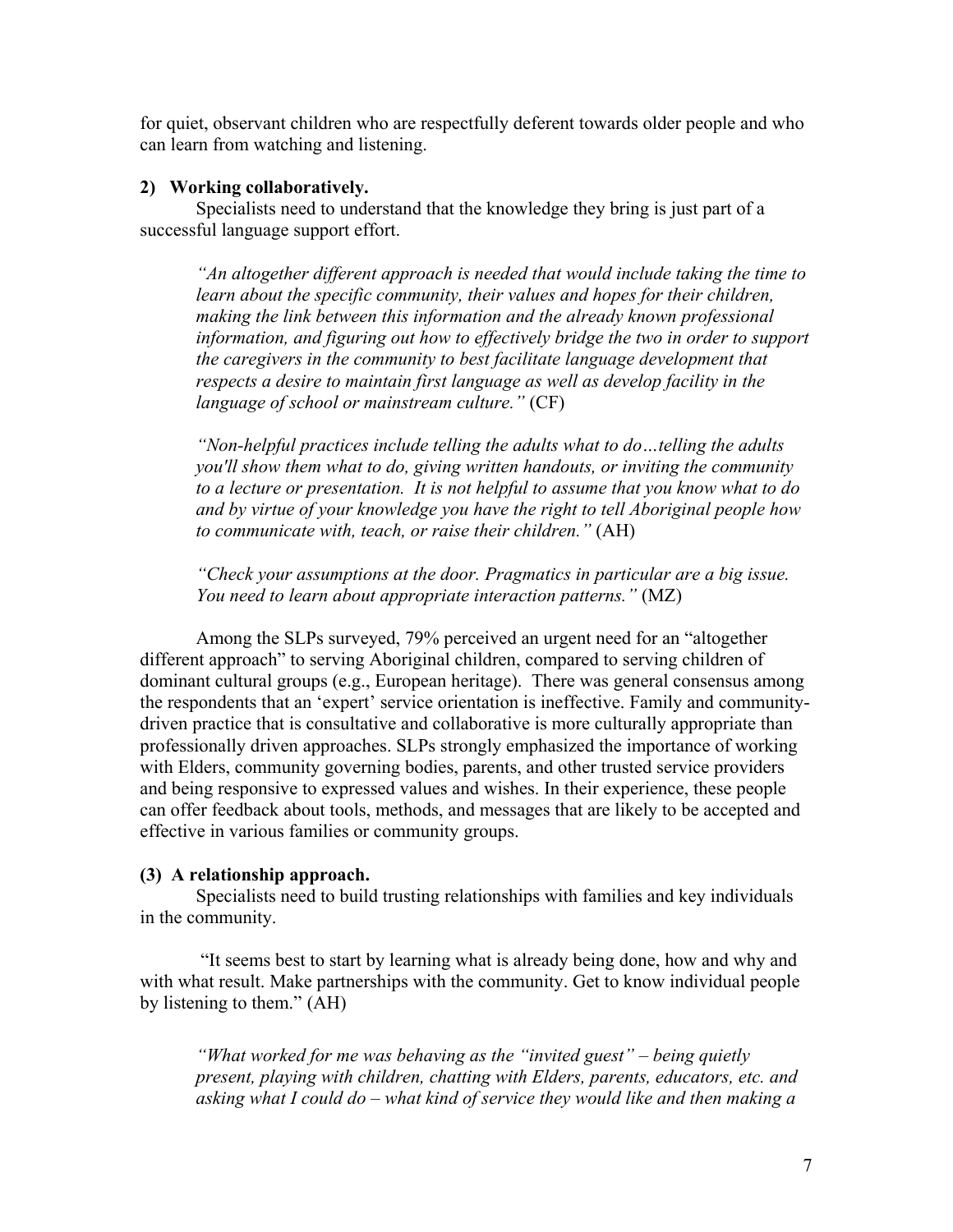for quiet, observant children who are respectfully deferent towards older people and who can learn from watching and listening.

### 2) Working collaboratively.

Specialists need to understand that the knowledge they bring is just part of a successful language support effort.

> *"An altogether different approach is needed that would include taking the time to learn about the specific community, their values and hopes for their children, making the link between this information and the already known professional information, and figuring out how to effectively bridge the two in order to support the caregivers in the community to best facilitate language development that respects a desire to maintain first language as well as develop facility in the language of school or mainstream culture."* (CF)

> *"Non-helpful practices include telling the adults what to do…telling the adults you'll show them what to do, giving written handouts, or inviting the community to a lecture or presentation. It is not helpful to assume that you know what to do and by virtue of your knowledge you have the right to tell Aboriginal people how to communicate with, teach, or raise their children."* (AH)

> *"Check your assumptions at the door. Pragmatics in particular are a big issue. You need to learn about appropriate interaction patterns."* (MZ)

Among the SLPs surveyed, 79% perceived an urgent need for an "altogether different approach" to serving Aboriginal children, compared to serving children of dominant cultural groups (e.g., European heritage). There was general consensus among the respondents that an 'expert' service orientation is ineffective. Family and community-driven practice that is consultative and collaborative is more culturally appropriate than professionally driven approaches. SLPs strongly emphasized the importance of working with Elders, community governing bodies, parents, and other trusted service providers and being responsive to expressed values and wishes. In their experience, these people can offer feedback about tools, methods, and messages that are likely to be accepted and effective in various families or community groups.

### (3) A relationship approach.

Specialists need to build trusting relationships with families and key individuals in the community.

"It seems best to start by learning what is already being done, how and why and with what result. Make partnerships with the community. Get to know individual people by listening to them." (AH)

> *"What worked for me was behaving as the "invited guest" – being quietly present, playing with children, chatting with Elders, parents, educators, etc. and asking what I could do – what kind of service they would like and then making a*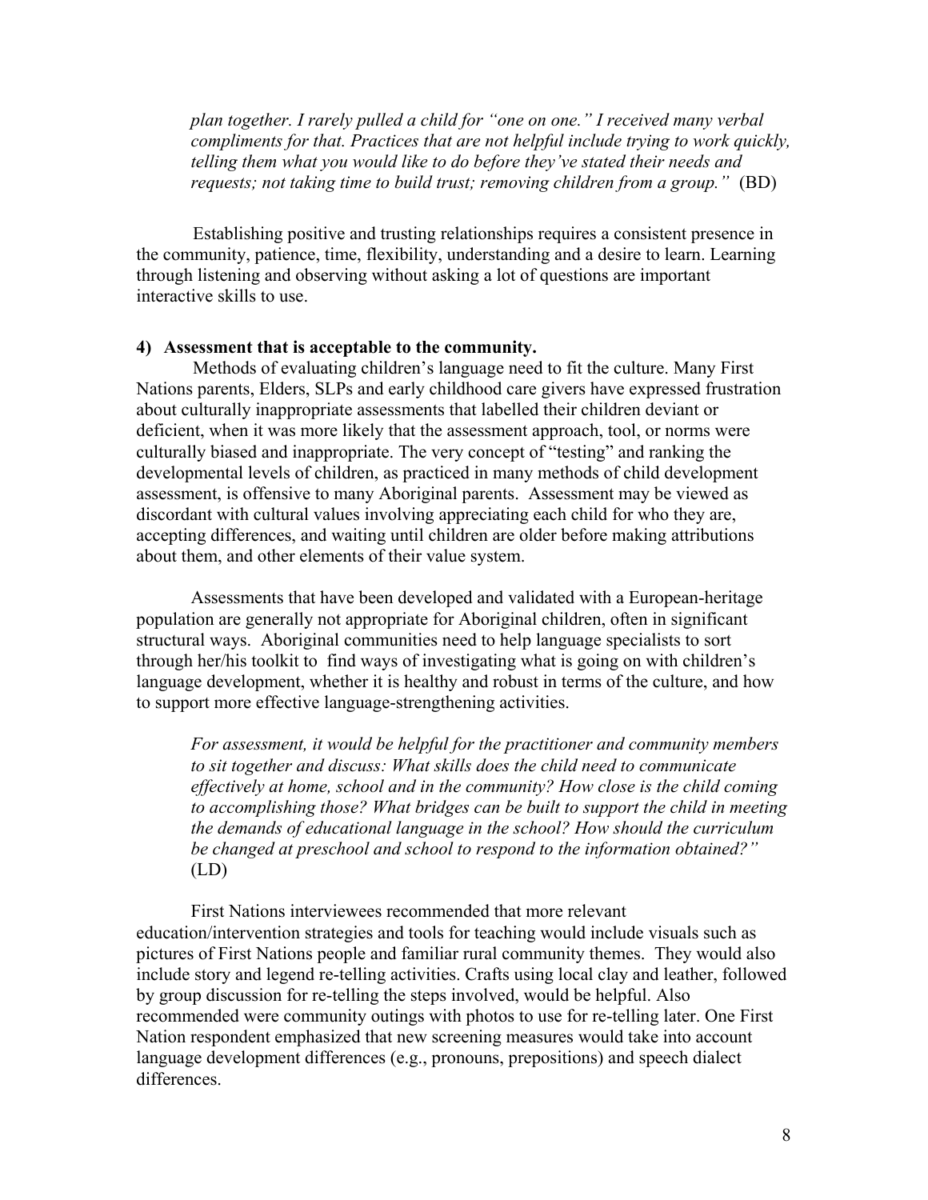> *plan together. I rarely pulled a child for "one on one." I received many verbal compliments for that. Practices that are not helpful include trying to work quickly, telling them what you would like to do before they've stated their needs and requests; not taking time to build trust; removing children from a group."* (BD)

Establishing positive and trusting relationships requires a consistent presence in the community, patience, time, flexibility, understanding and a desire to learn. Learning through listening and observing without asking a lot of questions are important interactive skills to use.

**4) Assessment that is acceptable to the community.**

Methods of evaluating children's language need to fit the culture. Many First Nations parents, Elders, SLPs and early childhood care givers have expressed frustration about culturally inappropriate assessments that labelled their children deviant or deficient, when it was more likely that the assessment approach, tool, or norms were culturally biased and inappropriate. The very concept of "testing" and ranking the developmental levels of children, as practiced in many methods of child development assessment, is offensive to many Aboriginal parents. Assessment may be viewed as discordant with cultural values involving appreciating each child for who they are, accepting differences, and waiting until children are older before making attributions about them, and other elements of their value system.

Assessments that have been developed and validated with a European-heritage population are generally not appropriate for Aboriginal children, often in significant structural ways. Aboriginal communities need to help language specialists to sort through her/his toolkit to find ways of investigating what is going on with children's language development, whether it is healthy and robust in terms of the culture, and how to support more effective language-strengthening activities.

> *For assessment, it would be helpful for the practitioner and community members to sit together and discuss: What skills does the child need to communicate effectively at home, school and in the community? How close is the child coming to accomplishing those? What bridges can be built to support the child in meeting the demands of educational language in the school? How should the curriculum be changed at preschool and school to respond to the information obtained?"* (LD)

First Nations interviewees recommended that more relevant education/intervention strategies and tools for teaching would include visuals such as pictures of First Nations people and familiar rural community themes. They would also include story and legend re-telling activities. Crafts using local clay and leather, followed by group discussion for re-telling the steps involved, would be helpful. Also recommended were community outings with photos to use for re-telling later. One First Nation respondent emphasized that new screening measures would take into account language development differences (e.g., pronouns, prepositions) and speech dialect differences.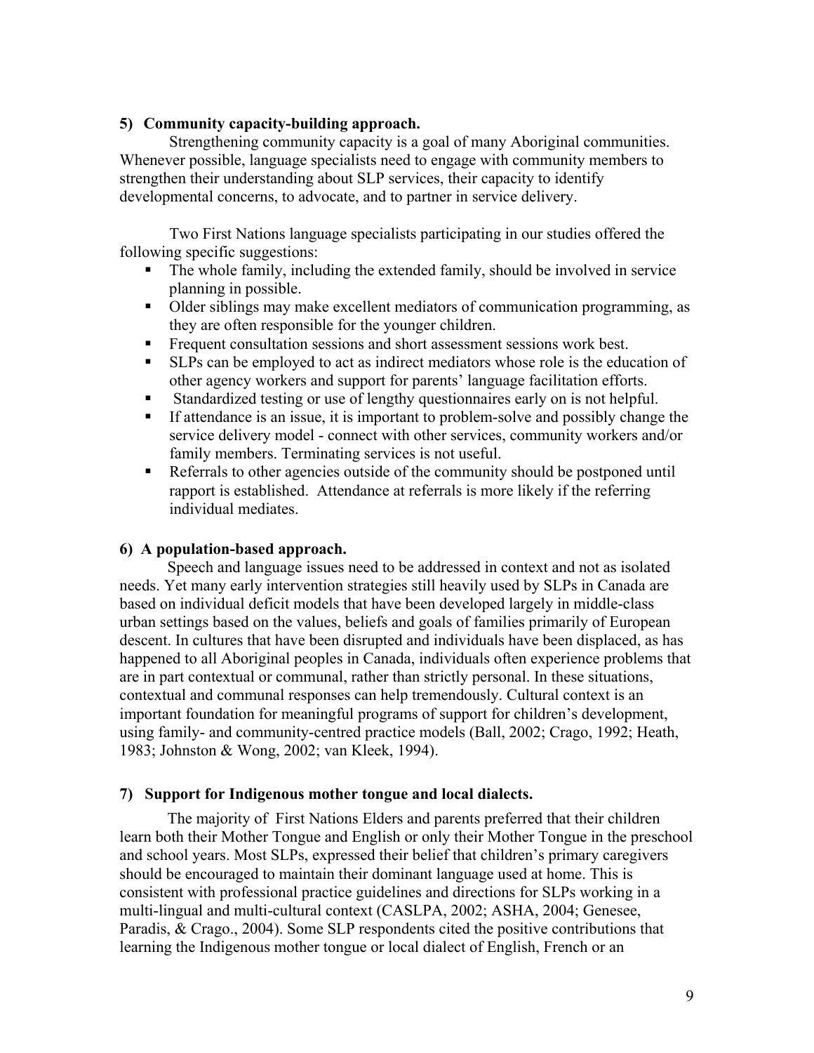**5) Community capacity-building approach.**

Strengthening community capacity is a goal of many Aboriginal communities. Whenever possible, language specialists need to engage with community members to strengthen their understanding about SLP services, their capacity to identify developmental concerns, to advocate, and to partner in service delivery.

Two First Nations language specialists participating in our studies offered the following specific suggestions:

- The whole family, including the extended family, should be involved in service planning in possible.
- Older siblings may make excellent mediators of communication programming, as they are often responsible for the younger children.
- Frequent consultation sessions and short assessment sessions work best.
- SLPs can be employed to act as indirect mediators whose role is the education of other agency workers and support for parents' language facilitation efforts.
- Standardized testing or use of lengthy questionnaires early on is not helpful.
- If attendance is an issue, it is important to problem-solve and possibly change the service delivery model - connect with other services, community workers and/or family members. Terminating services is not useful.
- Referrals to other agencies outside of the community should be postponed until rapport is established. Attendance at referrals is more likely if the referring individual mediates.

**6) A population-based approach.**

Speech and language issues need to be addressed in context and not as isolated needs. Yet many early intervention strategies still heavily used by SLPs in Canada are based on individual deficit models that have been developed largely in middle-class urban settings based on the values, beliefs and goals of families primarily of European descent. In cultures that have been disrupted and individuals have been displaced, as has happened to all Aboriginal peoples in Canada, individuals often experience problems that are in part contextual or communal, rather than strictly personal. In these situations, contextual and communal responses can help tremendously. Cultural context is an important foundation for meaningful programs of support for children's development, using family- and community-centred practice models (Ball, 2002; Crago, 1992; Heath, 1983; Johnston & Wong, 2002; van Kleek, 1994).

**7) Support for Indigenous mother tongue and local dialects.**

The majority of First Nations Elders and parents preferred that their children learn both their Mother Tongue and English or only their Mother Tongue in the preschool and school years. Most SLPs, expressed their belief that children's primary caregivers should be encouraged to maintain their dominant language used at home. This is consistent with professional practice guidelines and directions for SLPs working in a multi-lingual and multi-cultural context (CASLPA, 2002; ASHA, 2004; Genesee, Paradis, & Crago., 2004). Some SLP respondents cited the positive contributions that learning the Indigenous mother tongue or local dialect of English, French or an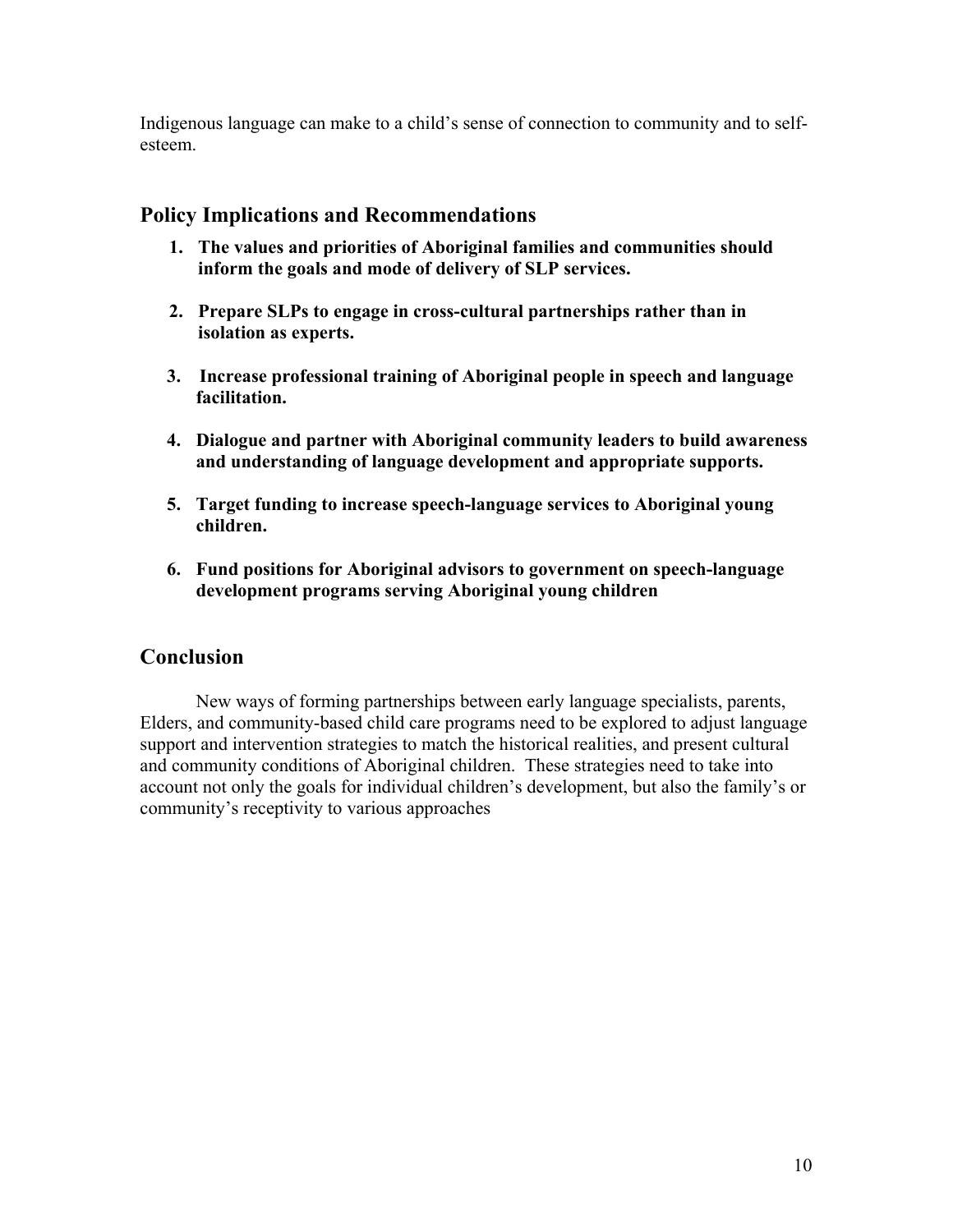Indigenous language can make to a child's sense of connection to community and to self-esteem.

## Policy Implications and Recommendations

1. **The values and priorities of Aboriginal families and communities should inform the goals and mode of delivery of SLP services.**

2. **Prepare SLPs to engage in cross-cultural partnerships rather than in isolation as experts.**

3. **Increase professional training of Aboriginal people in speech and language facilitation.**

4. **Dialogue and partner with Aboriginal community leaders to build awareness and understanding of language development and appropriate supports.**

5. **Target funding to increase speech-language services to Aboriginal young children.**

6. **Fund positions for Aboriginal advisors to government on speech-language development programs serving Aboriginal young children**

## Conclusion

New ways of forming partnerships between early language specialists, parents, Elders, and community-based child care programs need to be explored to adjust language support and intervention strategies to match the historical realities, and present cultural and community conditions of Aboriginal children. These strategies need to take into account not only the goals for individual children's development, but also the family's or community's receptivity to various approaches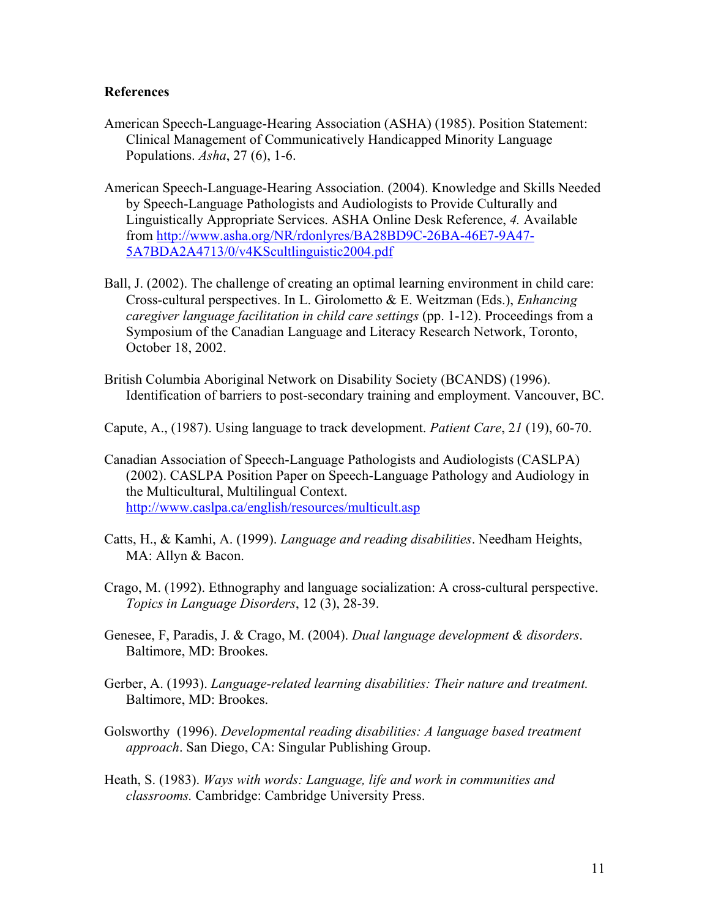**References**

American Speech-Language-Hearing Association (ASHA) (1985). Position Statement: Clinical Management of Communicatively Handicapped Minority Language Populations. *Asha*, 27 (6), 1-6.

American Speech-Language-Hearing Association. (2004). Knowledge and Skills Needed by Speech-Language Pathologists and Audiologists to Provide Culturally and Linguistically Appropriate Services. ASHA Online Desk Reference, *4.* Available from http://www.asha.org/NR/rdonlyres/BA28BD9C-26BA-46E7-9A47-5A7BDA2A4713/0/v4KScultlinguistic2004.pdf

Ball, J. (2002). The challenge of creating an optimal learning environment in child care: Cross-cultural perspectives. In L. Girolometto & E. Weitzman (Eds.), *Enhancing caregiver language facilitation in child care settings* (pp. 1-12). Proceedings from a Symposium of the Canadian Language and Literacy Research Network, Toronto, October 18, 2002.

British Columbia Aboriginal Network on Disability Society (BCANDS) (1996). Identification of barriers to post-secondary training and employment. Vancouver, BC.

Capute, A., (1987). Using language to track development. *Patient Care*, 2*1* (19), 60-70.

Canadian Association of Speech-Language Pathologists and Audiologists (CASLPA) (2002). CASLPA Position Paper on Speech-Language Pathology and Audiology in the Multicultural, Multilingual Context. http://www.caslpa.ca/english/resources/multicult.asp

Catts, H., & Kamhi, A. (1999). *Language and reading disabilities*. Needham Heights, MA: Allyn & Bacon.

Crago, M. (1992). Ethnography and language socialization: A cross-cultural perspective. *Topics in Language Disorders*, 12 (3), 28-39.

Genesee, F, Paradis, J. & Crago, M. (2004). *Dual language development & disorders*. Baltimore, MD: Brookes.

Gerber, A. (1993). *Language-related learning disabilities: Their nature and treatment.* Baltimore, MD: Brookes.

Golsworthy (1996). *Developmental reading disabilities: A language based treatment approach*. San Diego, CA: Singular Publishing Group.

Heath, S. (1983). *Ways with words: Language, life and work in communities and classrooms.* Cambridge: Cambridge University Press.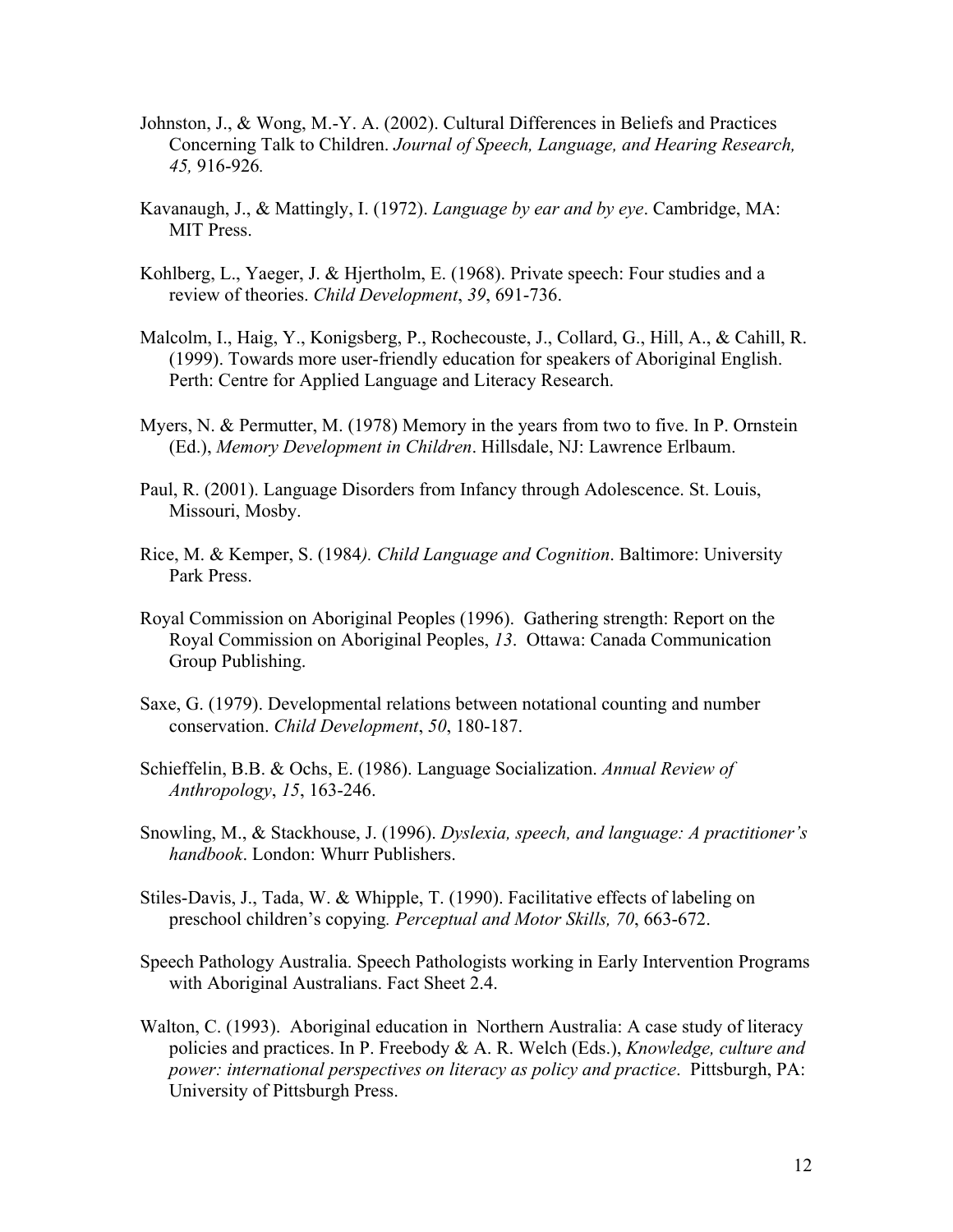Johnston, J., & Wong, M.-Y. A. (2002). Cultural Differences in Beliefs and Practices Concerning Talk to Children. *Journal of Speech, Language, and Hearing Research, 45,* 916-926.

Kavanaugh, J., & Mattingly, I. (1972). *Language by ear and by eye*. Cambridge, MA: MIT Press.

Kohlberg, L., Yaeger, J. & Hjertholm, E. (1968). Private speech: Four studies and a review of theories. *Child Development*, *39*, 691-736.

Malcolm, I., Haig, Y., Konigsberg, P., Rochecouste, J., Collard, G., Hill, A., & Cahill, R. (1999). Towards more user-friendly education for speakers of Aboriginal English. Perth: Centre for Applied Language and Literacy Research.

Myers, N. & Permutter, M. (1978) Memory in the years from two to five. In P. Ornstein (Ed.), *Memory Development in Children*. Hillsdale, NJ: Lawrence Erlbaum.

Paul, R. (2001). Language Disorders from Infancy through Adolescence. St. Louis, Missouri, Mosby.

Rice, M. & Kemper, S. (1984*). Child Language and Cognition*. Baltimore: University Park Press.

Royal Commission on Aboriginal Peoples (1996). Gathering strength: Report on the Royal Commission on Aboriginal Peoples, *13*. Ottawa: Canada Communication Group Publishing.

Saxe, G. (1979). Developmental relations between notational counting and number conservation. *Child Development*, *50*, 180-187.

Schieffelin, B.B. & Ochs, E. (1986). Language Socialization. *Annual Review of Anthropology*, *15*, 163-246.

Snowling, M., & Stackhouse, J. (1996). *Dyslexia, speech, and language: A practitioner's handbook*. London: Whurr Publishers.

Stiles-Davis, J., Tada, W. & Whipple, T. (1990). Facilitative effects of labeling on preschool children's copying*. Perceptual and Motor Skills, 70*, 663-672.

Speech Pathology Australia. Speech Pathologists working in Early Intervention Programs with Aboriginal Australians. Fact Sheet 2.4.

Walton, C. (1993). Aboriginal education in Northern Australia: A case study of literacy policies and practices. In P. Freebody & A. R. Welch (Eds.), *Knowledge, culture and power: international perspectives on literacy as policy and practice*. Pittsburgh, PA: University of Pittsburgh Press.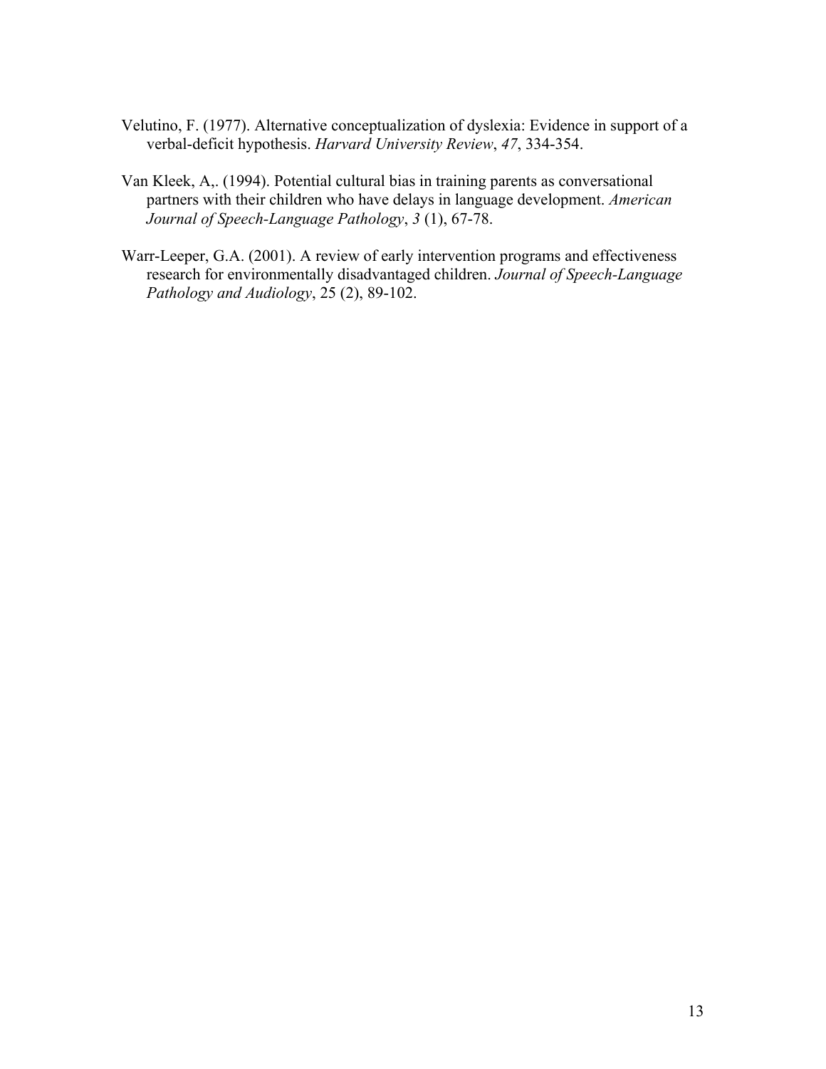Velutino, F. (1977). Alternative conceptualization of dyslexia: Evidence in support of a verbal-deficit hypothesis. *Harvard University Review*, *47*, 334-354.

Van Kleek, A,. (1994). Potential cultural bias in training parents as conversational partners with their children who have delays in language development. *American Journal of Speech-Language Pathology*, *3* (1), 67-78.

Warr-Leeper, G.A. (2001). A review of early intervention programs and effectiveness research for environmentally disadvantaged children. *Journal of Speech-Language Pathology and Audiology*, 25 (2), 89-102.